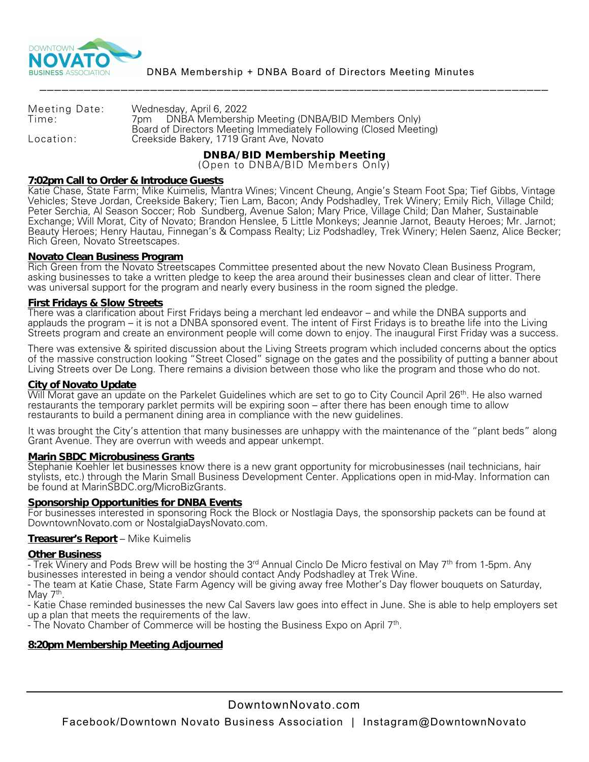DOWNTOWN NOVATO BUSINESS ASSOCIATION

DNBA Membership + DNBA Board of Directors Meeting Minutes

---

Meeting Date: Wednesday, April 6, 2022
Time: 7pm DNBA Membership Meeting (DNBA/BID Members Only)
Board of Directors Meeting Immediately Following (Closed Meeting)
Location: Creekside Bakery, 1719 Grant Ave, Novato

## DNBA/BID Membership Meeting

(Open to DNBA/BID Members Only)

**7:02pm Call to Order & Introduce Guests**
Katie Chase, State Farm; Mike Kuimelis, Mantra Wines; Vincent Cheung, Angie's Steam Foot Spa; Tief Gibbs, Vintage Vehicles; Steve Jordan, Creekside Bakery; Tien Lam, Bacon; Andy Podshadley, Trek Winery; Emily Rich, Village Child; Peter Serchia, Al Season Soccer; Rob Sundberg, Avenue Salon; Mary Price, Village Child; Dan Maher, Sustainable Exchange; Will Morat, City of Novato; Brandon Henslee, 5 Little Monkeys; Jeannie Jarnot, Beauty Heroes; Mr. Jarnot; Beauty Heroes; Henry Hautau, Finnegan's & Compass Realty; Liz Podshadley, Trek Winery; Helen Saenz, Alice Becker; Rich Green, Novato Streetscapes.

**Novato Clean Business Program**
Rich Green from the Novato Streetscapes Committee presented about the new Novato Clean Business Program, asking businesses to take a written pledge to keep the area around their businesses clean and clear of litter. There was universal support for the program and nearly every business in the room signed the pledge.

**First Fridays & Slow Streets**
There was a clarification about First Fridays being a merchant led endeavor – and while the DNBA supports and applauds the program – it is not a DNBA sponsored event. The intent of First Fridays is to breathe life into the Living Streets program and create an environment people will come down to enjoy. The inaugural First Friday was a success.

There was extensive & spirited discussion about the Living Streets program which included concerns about the optics of the massive construction looking "Street Closed" signage on the gates and the possibility of putting a banner about Living Streets over De Long. There remains a division between those who like the program and those who do not.

**City of Novato Update**
Will Morat gave an update on the Parkelet Guidelines which are set to go to City Council April 26th. He also warned restaurants the temporary parklet permits will be expiring soon – after there has been enough time to allow restaurants to build a permanent dining area in compliance with the new guidelines.

It was brought the City's attention that many businesses are unhappy with the maintenance of the "plant beds" along Grant Avenue. They are overrun with weeds and appear unkempt.

**Marin SBDC Microbusiness Grants**
Stephanie Koehler let businesses know there is a new grant opportunity for microbusinesses (nail technicians, hair stylists, etc.) through the Marin Small Business Development Center. Applications open in mid-May. Information can be found at MarinSBDC.org/MicroBizGrants.

**Sponsorship Opportunities for DNBA Events**
For businesses interested in sponsoring Rock the Block or Nostlagia Days, the sponsorship packets can be found at DowntownNovato.com or NostalgiaDaysNovato.com.

**Treasurer's Report** – Mike Kuimelis

**Other Business**
- Trek Winery and Pods Brew will be hosting the 3rd Annual Cinclo De Micro festival on May 7th from 1-5pm. Any businesses interested in being a vendor should contact Andy Podshadley at Trek Wine.
- The team at Katie Chase, State Farm Agency will be giving away free Mother's Day flower bouquets on Saturday, May 7th.
- Katie Chase reminded businesses the new Cal Savers law goes into effect in June. She is able to help employers set up a plan that meets the requirements of the law.
- The Novato Chamber of Commerce will be hosting the Business Expo on April 7th.

**8:20pm Membership Meeting Adjourned**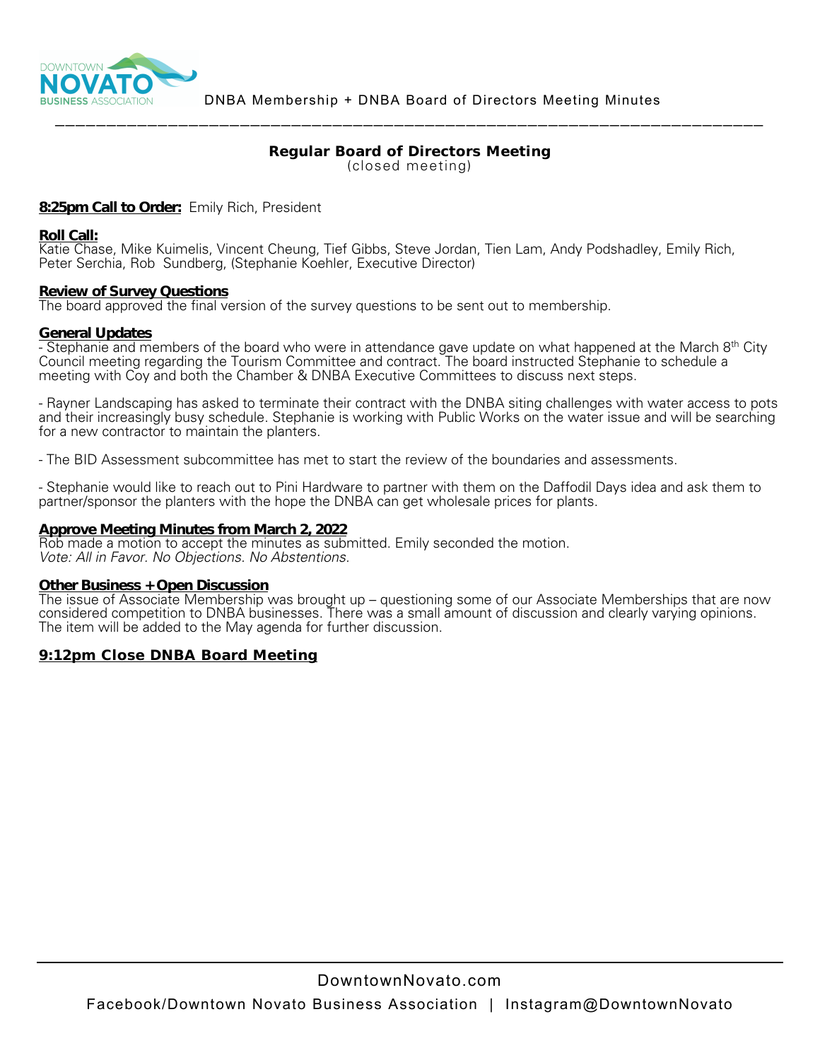DNBA Membership + DNBA Board of Directors Meeting Minutes

## Regular Board of Directors Meeting
(closed meeting)

**8:25pm Call to Order:** Emily Rich, President

**Roll Call:**
Katie Chase, Mike Kuimelis, Vincent Cheung, Tief Gibbs, Steve Jordan, Tien Lam, Andy Podshadley, Emily Rich, Peter Serchia, Rob Sundberg, (Stephanie Koehler, Executive Director)

**Review of Survey Questions**
The board approved the final version of the survey questions to be sent out to membership.

**General Updates**
- Stephanie and members of the board who were in attendance gave update on what happened at the March 8th City Council meeting regarding the Tourism Committee and contract. The board instructed Stephanie to schedule a meeting with Coy and both the Chamber & DNBA Executive Committees to discuss next steps.

- Rayner Landscaping has asked to terminate their contract with the DNBA siting challenges with water access to pots and their increasingly busy schedule. Stephanie is working with Public Works on the water issue and will be searching for a new contractor to maintain the planters.

- The BID Assessment subcommittee has met to start the review of the boundaries and assessments.

- Stephanie would like to reach out to Pini Hardware to partner with them on the Daffodil Days idea and ask them to partner/sponsor the planters with the hope the DNBA can get wholesale prices for plants.

**Approve Meeting Minutes from March 2, 2022**
Rob made a motion to accept the minutes as submitted. Emily seconded the motion.
*Vote: All in Favor. No Objections. No Abstentions.*

**Other Business + Open Discussion**
The issue of Associate Membership was brought up – questioning some of our Associate Memberships that are now considered competition to DNBA businesses. There was a small amount of discussion and clearly varying opinions. The item will be added to the May agenda for further discussion.

**9:12pm Close DNBA Board Meeting**

DowntownNovato.com

Facebook/Downtown Novato Business Association | Instagram@DowntownNovato